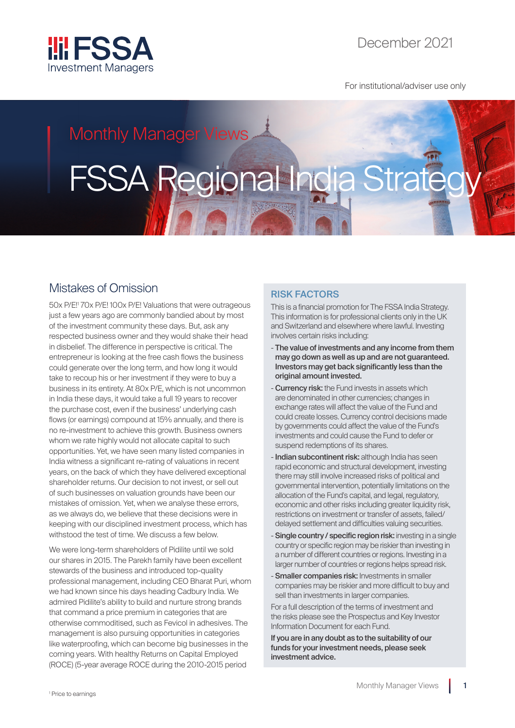FSSA Investment Managers

December 2021

For institutional/adviser use only

Monthly Manager Views

# FSSA Regional India Strategy

## Mistakes of Omission

50x P/E![1] 70x P/E! 100x P/E! Valuations that were outrageous just a few years ago are commonly bandied about by most of the investment community these days. But, ask any respected business owner and they would shake their head in disbelief. The difference in perspective is critical. The entrepreneur is looking at the free cash flows the business could generate over the long term, and how long it would take to recoup his or her investment if they were to buy a business in its entirety. At 80x P/E, which is not uncommon in India these days, it would take a full 19 years to recover the purchase cost, even if the business' underlying cash flows (or earnings) compound at 15% annually, and there is no re-investment to achieve this growth. Business owners whom we rate highly would not allocate capital to such opportunities. Yet, we have seen many listed companies in India witness a significant re-rating of valuations in recent years, on the back of which they have delivered exceptional shareholder returns. Our decision to not invest, or sell out of such businesses on valuation grounds have been our mistakes of omission. Yet, when we analyse these errors, as we always do, we believe that these decisions were in keeping with our disciplined investment process, which has withstood the test of time. We discuss a few below.

We were long-term shareholders of Pidilite until we sold our shares in 2015. The Parekh family have been excellent stewards of the business and introduced top-quality professional management, including CEO Bharat Puri, whom we had known since his days heading Cadbury India. We admired Pidilite's ability to build and nurture strong brands that command a price premium in categories that are otherwise commoditised, such as Fevicol in adhesives. The management is also pursuing opportunities in categories like waterproofing, which can become big businesses in the coming years. With healthy Returns on Capital Employed (ROCE) (5-year average ROCE during the 2010-2015 period

### RISK FACTORS

This is a financial promotion for The FSSA India Strategy. This information is for professional clients only in the UK and Switzerland and elsewhere where lawful. Investing involves certain risks including:

- **The value of investments and any income from them may go down as well as up and are not guaranteed. Investors may get back significantly less than the original amount invested.**
- **Currency risk:** the Fund invests in assets which are denominated in other currencies; changes in exchange rates will affect the value of the Fund and could create losses. Currency control decisions made by governments could affect the value of the Fund's investments and could cause the Fund to defer or suspend redemptions of its shares.
- **Indian subcontinent risk:** although India has seen rapid economic and structural development, investing there may still involve increased risks of political and governmental intervention, potentially limitations on the allocation of the Fund's capital, and legal, regulatory, economic and other risks including greater liquidity risk, restrictions on investment or transfer of assets, failed/delayed settlement and difficulties valuing securities.
- **Single country / specific region risk:** investing in a single country or specific region may be riskier than investing in a number of different countries or regions. Investing in a larger number of countries or regions helps spread risk.
- **Smaller companies risk:** Investments in smaller companies may be riskier and more difficult to buy and sell than investments in larger companies.

For a full description of the terms of investment and the risks please see the Prospectus and Key Investor Information Document for each Fund.

**If you are in any doubt as to the suitability of our funds for your investment needs, please seek investment advice.**

[1] Price to earnings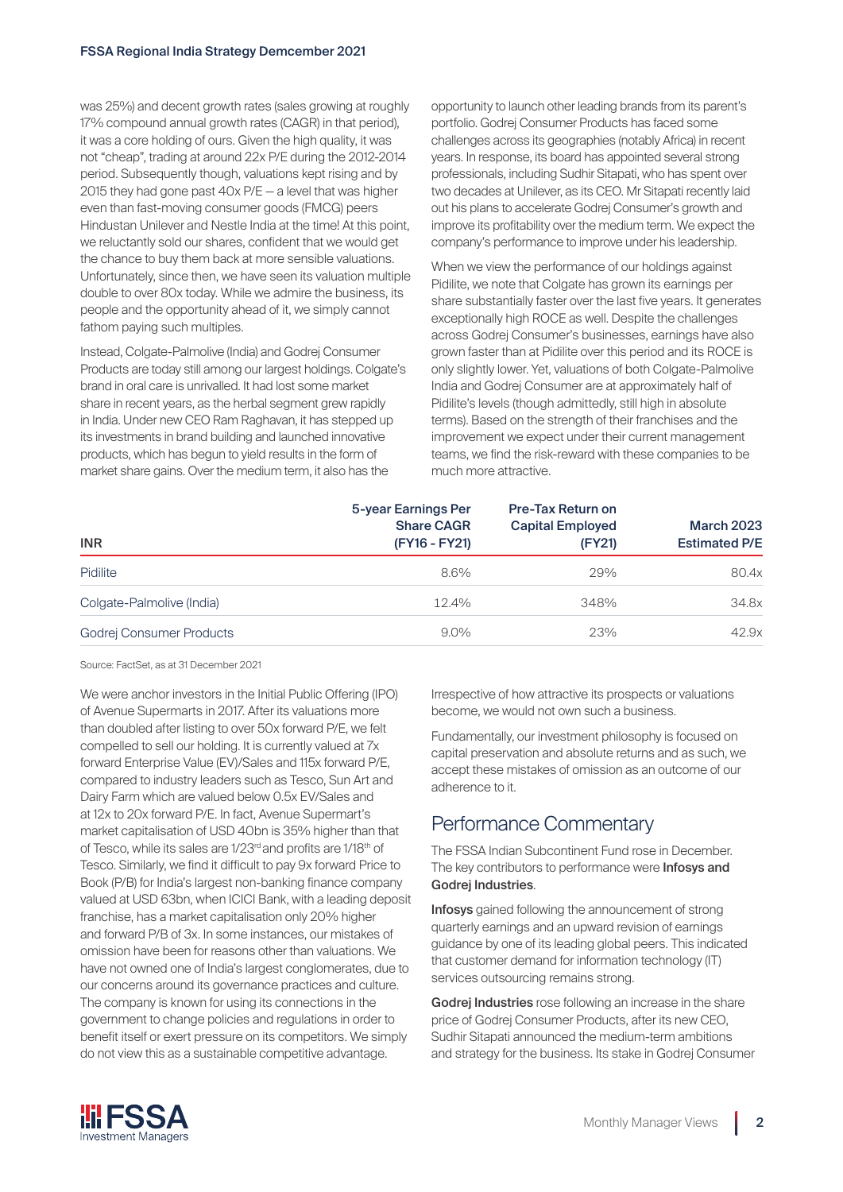was 25%) and decent growth rates (sales growing at roughly 17% compound annual growth rates (CAGR) in that period), it was a core holding of ours. Given the high quality, it was not "cheap", trading at around 22x P/E during the 2012-2014 period. Subsequently though, valuations kept rising and by 2015 they had gone past 40x P/E — a level that was higher even than fast-moving consumer goods (FMCG) peers Hindustan Unilever and Nestle India at the time! At this point, we reluctantly sold our shares, confident that we would get the chance to buy them back at more sensible valuations. Unfortunately, since then, we have seen its valuation multiple double to over 80x today. While we admire the business, its people and the opportunity ahead of it, we simply cannot fathom paying such multiples.

Instead, Colgate-Palmolive (India) and Godrej Consumer Products are today still among our largest holdings. Colgate's brand in oral care is unrivalled. It had lost some market share in recent years, as the herbal segment grew rapidly in India. Under new CEO Ram Raghavan, it has stepped up its investments in brand building and launched innovative products, which has begun to yield results in the form of market share gains. Over the medium term, it also has the opportunity to launch other leading brands from its parent's portfolio. Godrej Consumer Products has faced some challenges across its geographies (notably Africa) in recent years. In response, its board has appointed several strong professionals, including Sudhir Sitapati, who has spent over two decades at Unilever, as its CEO. Mr Sitapati recently laid out his plans to accelerate Godrej Consumer's growth and improve its profitability over the medium term. We expect the company's performance to improve under his leadership.

When we view the performance of our holdings against Pidilite, we note that Colgate has grown its earnings per share substantially faster over the last five years. It generates exceptionally high ROCE as well. Despite the challenges across Godrej Consumer's businesses, earnings have also grown faster than at Pidilite over this period and its ROCE is only slightly lower. Yet, valuations of both Colgate-Palmolive India and Godrej Consumer are at approximately half of Pidilite's levels (though admittedly, still high in absolute terms). Based on the strength of their franchises and the improvement we expect under their current management teams, we find the risk-reward with these companies to be much more attractive.

| INR | 5-year Earnings Per Share CAGR (FY16 - FY21) | Pre-Tax Return on Capital Employed (FY21) | March 2023 Estimated P/E |
|---|---|---|---|
| Pidilite | 8.6% | 29% | 80.4x |
| Colgate-Palmolive (India) | 12.4% | 348% | 34.8x |
| Godrej Consumer Products | 9.0% | 23% | 42.9x |

Source: FactSet, as at 31 December 2021

We were anchor investors in the Initial Public Offering (IPO) of Avenue Supermarts in 2017. After its valuations more than doubled after listing to over 50x forward P/E, we felt compelled to sell our holding. It is currently valued at 7x forward Enterprise Value (EV)/Sales and 115x forward P/E, compared to industry leaders such as Tesco, Sun Art and Dairy Farm which are valued below 0.5x EV/Sales and at 12x to 20x forward P/E. In fact, Avenue Supermart's market capitalisation of USD 40bn is 35% higher than that of Tesco, while its sales are 1/23rd and profits are 1/18th of Tesco. Similarly, we find it difficult to pay 9x forward Price to Book (P/B) for India's largest non-banking finance company valued at USD 63bn, when ICICI Bank, with a leading deposit franchise, has a market capitalisation only 20% higher and forward P/B of 3x. In some instances, our mistakes of omission have been for reasons other than valuations. We have not owned one of India's largest conglomerates, due to our concerns around its governance practices and culture. The company is known for using its connections in the government to change policies and regulations in order to benefit itself or exert pressure on its competitors. We simply do not view this as a sustainable competitive advantage. Irrespective of how attractive its prospects or valuations become, we would not own such a business.

Fundamentally, our investment philosophy is focused on capital preservation and absolute returns and as such, we accept these mistakes of omission as an outcome of our adherence to it.

## Performance Commentary

The FSSA Indian Subcontinent Fund rose in December. The key contributors to performance were **Infosys and Godrej Industries**.

**Infosys** gained following the announcement of strong quarterly earnings and an upward revision of earnings guidance by one of its leading global peers. This indicated that customer demand for information technology (IT) services outsourcing remains strong.

**Godrej Industries** rose following an increase in the share price of Godrej Consumer Products, after its new CEO, Sudhir Sitapati announced the medium-term ambitions and strategy for the business. Its stake in Godrej Consumer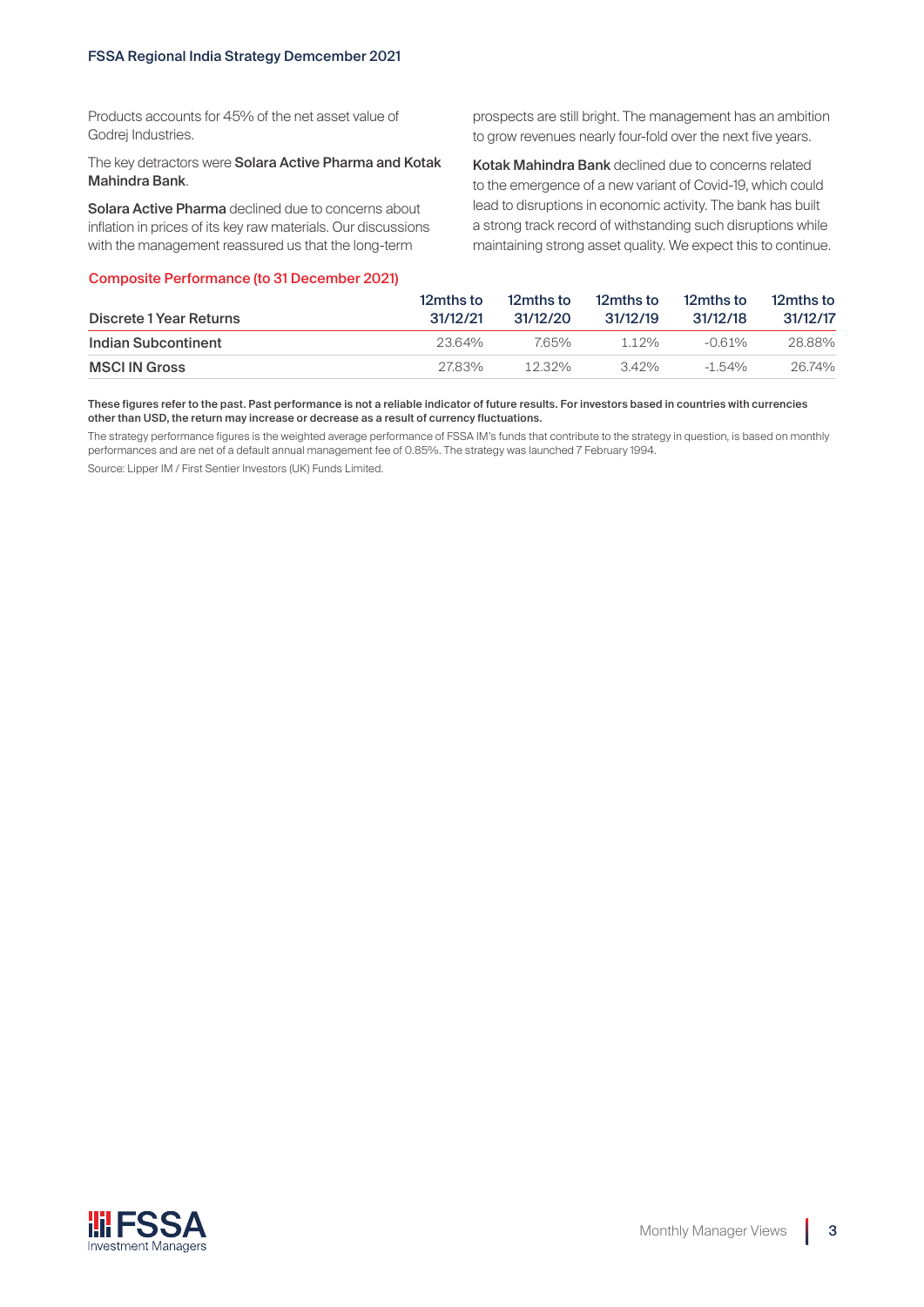Products accounts for 45% of the net asset value of Godrej Industries.

The key detractors were **Solara Active Pharma and Kotak Mahindra Bank**.

**Solara Active Pharma** declined due to concerns about inflation in prices of its key raw materials. Our discussions with the management reassured us that the long-term prospects are still bright. The management has an ambition to grow revenues nearly four-fold over the next five years.

**Kotak Mahindra Bank** declined due to concerns related to the emergence of a new variant of Covid-19, which could lead to disruptions in economic activity. The bank has built a strong track record of withstanding such disruptions while maintaining strong asset quality. We expect this to continue.

## Composite Performance (to 31 December 2021)

| Discrete 1 Year Returns | 12mths to 31/12/21 | 12mths to 31/12/20 | 12mths to 31/12/19 | 12mths to 31/12/18 | 12mths to 31/12/17 |
|---|---|---|---|---|---|
| Indian Subcontinent | 23.64% | 7.65% | 1.12% | -0.61% | 28.88% |
| MSCI IN Gross | 27.83% | 12.32% | 3.42% | -1.54% | 26.74% |

**These figures refer to the past. Past performance is not a reliable indicator of future results. For investors based in countries with currencies other than USD, the return may increase or decrease as a result of currency fluctuations.**

The strategy performance figures is the weighted average performance of FSSA IM's funds that contribute to the strategy in question, is based on monthly performances and are net of a default annual management fee of 0.85%. The strategy was launched 7 February 1994.

Source: Lipper IM / First Sentier Investors (UK) Funds Limited.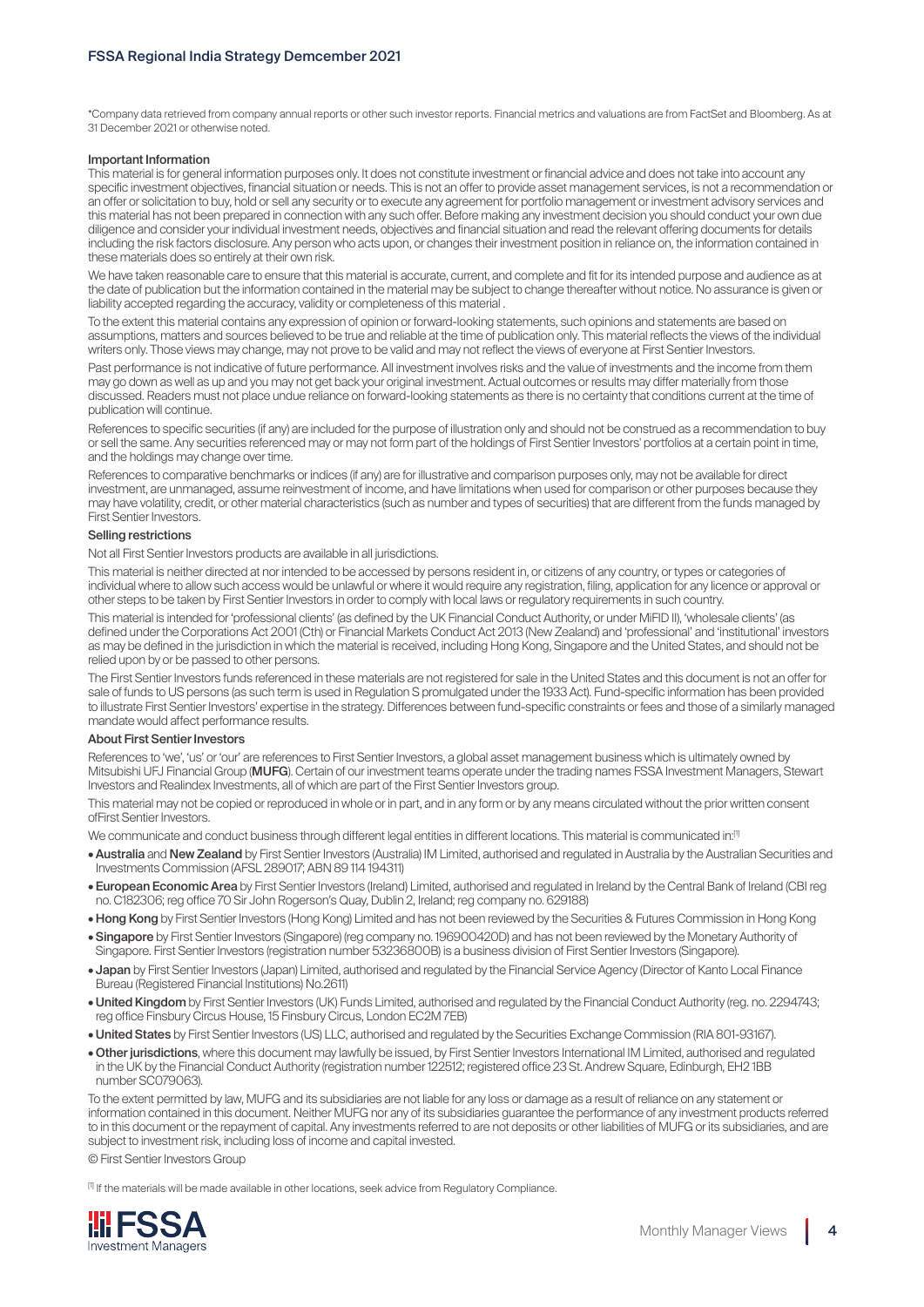*Company data retrieved from company annual reports or other such investor reports. Financial metrics and valuations are from FactSet and Bloomberg. As at 31 December 2021 or otherwise noted.

### Important Information

This material is for general information purposes only. It does not constitute investment or financial advice and does not take into account any specific investment objectives, financial situation or needs. This is not an offer to provide asset management services, is not a recommendation or an offer or solicitation to buy, hold or sell any security or to execute any agreement for portfolio management or investment advisory services and this material has not been prepared in connection with any such offer. Before making any investment decision you should conduct your own due diligence and consider your individual investment needs, objectives and financial situation and read the relevant offering documents for details including the risk factors disclosure. Any person who acts upon, or changes their investment position in reliance on, the information contained in these materials does so entirely at their own risk.

We have taken reasonable care to ensure that this material is accurate, current, and complete and fit for its intended purpose and audience as at the date of publication but the information contained in the material may be subject to change thereafter without notice. No assurance is given or liability accepted regarding the accuracy, validity or completeness of this material .

To the extent this material contains any expression of opinion or forward-looking statements, such opinions and statements are based on assumptions, matters and sources believed to be true and reliable at the time of publication only. This material reflects the views of the individual writers only. Those views may change, may not prove to be valid and may not reflect the views of everyone at First Sentier Investors.

Past performance is not indicative of future performance. All investment involves risks and the value of investments and the income from them may go down as well as up and you may not get back your original investment. Actual outcomes or results may differ materially from those discussed. Readers must not place undue reliance on forward-looking statements as there is no certainty that conditions current at the time of publication will continue.

References to specific securities (if any) are included for the purpose of illustration only and should not be construed as a recommendation to buy or sell the same. Any securities referenced may or may not form part of the holdings of First Sentier Investors' portfolios at a certain point in time, and the holdings may change over time.

References to comparative benchmarks or indices (if any) are for illustrative and comparison purposes only, may not be available for direct investment, are unmanaged, assume reinvestment of income, and have limitations when used for comparison or other purposes because they may have volatility, credit, or other material characteristics (such as number and types of securities) that are different from the funds managed by First Sentier Investors.

### Selling restrictions

Not all First Sentier Investors products are available in all jurisdictions.

This material is neither directed at nor intended to be accessed by persons resident in, or citizens of any country, or types or categories of individual where to allow such access would be unlawful or where it would require any registration, filing, application for any licence or approval or other steps to be taken by First Sentier Investors in order to comply with local laws or regulatory requirements in such country.

This material is intended for 'professional clients' (as defined by the UK Financial Conduct Authority, or under MiFID II), 'wholesale clients' (as defined under the Corporations Act 2001 (Cth) or Financial Markets Conduct Act 2013 (New Zealand) and 'professional' and 'institutional' investors as may be defined in the jurisdiction in which the material is received, including Hong Kong, Singapore and the United States, and should not be relied upon by or be passed to other persons.

The First Sentier Investors funds referenced in these materials are not registered for sale in the United States and this document is not an offer for sale of funds to US persons (as such term is used in Regulation S promulgated under the 1933 Act). Fund-specific information has been provided to illustrate First Sentier Investors' expertise in the strategy. Differences between fund-specific constraints or fees and those of a similarly managed mandate would affect performance results.

### About First Sentier Investors

References to 'we', 'us' or 'our' are references to First Sentier Investors, a global asset management business which is ultimately owned by Mitsubishi UFJ Financial Group (**MUFG**). Certain of our investment teams operate under the trading names FSSA Investment Managers, Stewart Investors and Realindex Investments, all of which are part of the First Sentier Investors group.

This material may not be copied or reproduced in whole or in part, and in any form or by any means circulated without the prior written consent ofFirst Sentier Investors.

We communicate and conduct business through different legal entities in different locations. This material is communicated in:[1]

- **Australia** and **New Zealand** by First Sentier Investors (Australia) IM Limited, authorised and regulated in Australia by the Australian Securities and Investments Commission (AFSL 289017; ABN 89 114 194311)
- **European Economic Area** by First Sentier Investors (Ireland) Limited, authorised and regulated in Ireland by the Central Bank of Ireland (CBI reg no. C182306; reg office 70 Sir John Rogerson's Quay, Dublin 2, Ireland; reg company no. 629188)
- **Hong Kong** by First Sentier Investors (Hong Kong) Limited and has not been reviewed by the Securities & Futures Commission in Hong Kong
- **Singapore** by First Sentier Investors (Singapore) (reg company no. 196900420D) and has not been reviewed by the Monetary Authority of Singapore. First Sentier Investors (registration number 53236800B) is a business division of First Sentier Investors (Singapore).
- **Japan** by First Sentier Investors (Japan) Limited, authorised and regulated by the Financial Service Agency (Director of Kanto Local Finance Bureau (Registered Financial Institutions) No.2611)
- **United Kingdom** by First Sentier Investors (UK) Funds Limited, authorised and regulated by the Financial Conduct Authority (reg. no. 2294743; reg office Finsbury Circus House, 15 Finsbury Circus, London EC2M 7EB)
- **United States** by First Sentier Investors (US) LLC, authorised and regulated by the Securities Exchange Commission (RIA 801-93167).
- **Other jurisdictions**, where this document may lawfully be issued, by First Sentier Investors International IM Limited, authorised and regulated in the UK by the Financial Conduct Authority (registration number 122512; registered office 23 St. Andrew Square, Edinburgh, EH2 1BB number SC079063).

To the extent permitted by law, MUFG and its subsidiaries are not liable for any loss or damage as a result of reliance on any statement or information contained in this document. Neither MUFG nor any of its subsidiaries guarantee the performance of any investment products referred to in this document or the repayment of capital. Any investments referred to are not deposits or other liabilities of MUFG or its subsidiaries, and are subject to investment risk, including loss of income and capital invested.

© First Sentier Investors Group

[1] If the materials will be made available in other locations, seek advice from Regulatory Compliance.